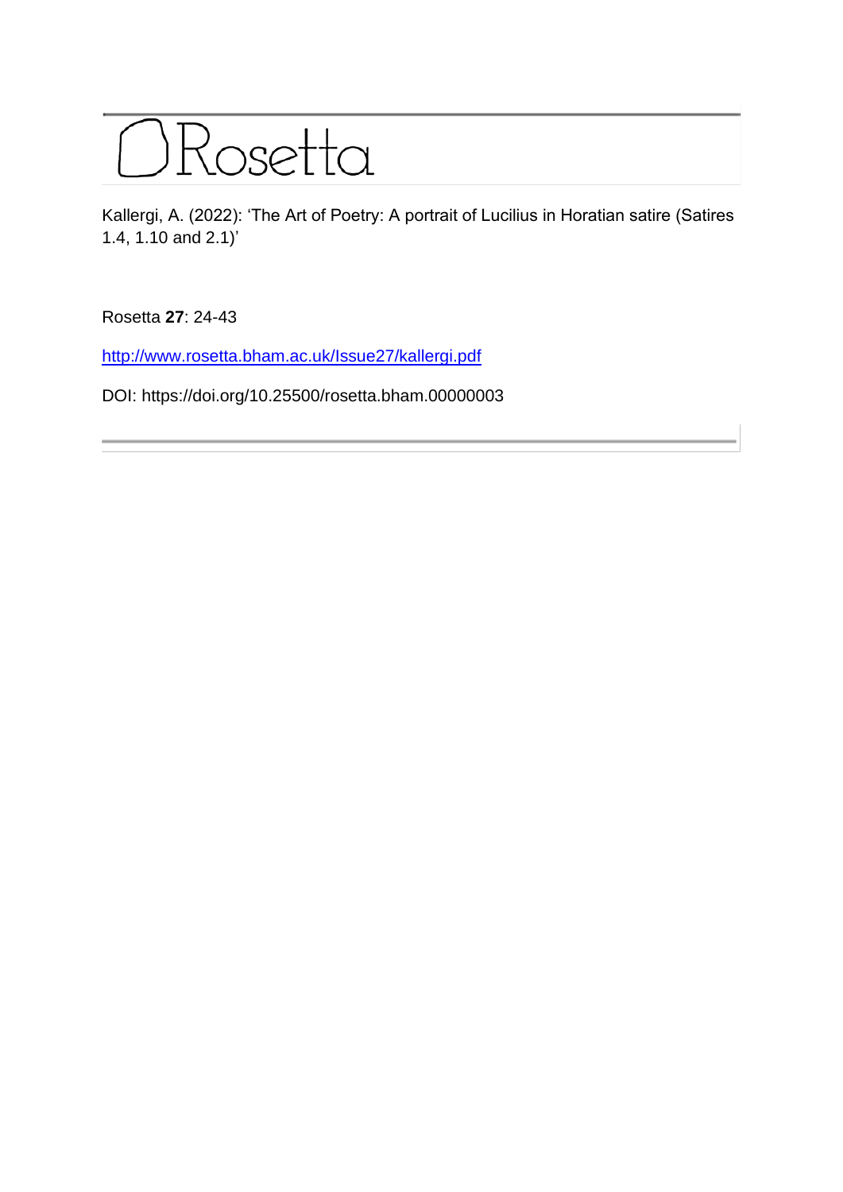Rosetta

Kallergi, A. (2022): 'The Art of Poetry: A portrait of Lucilius in Horatian satire (Satires 1.4, 1.10 and 2.1)'

Rosetta **27**: 24-43

http://www.rosetta.bham.ac.uk/Issue27/kallergi.pdf

DOI: https://doi.org/10.25500/rosetta.bham.00000003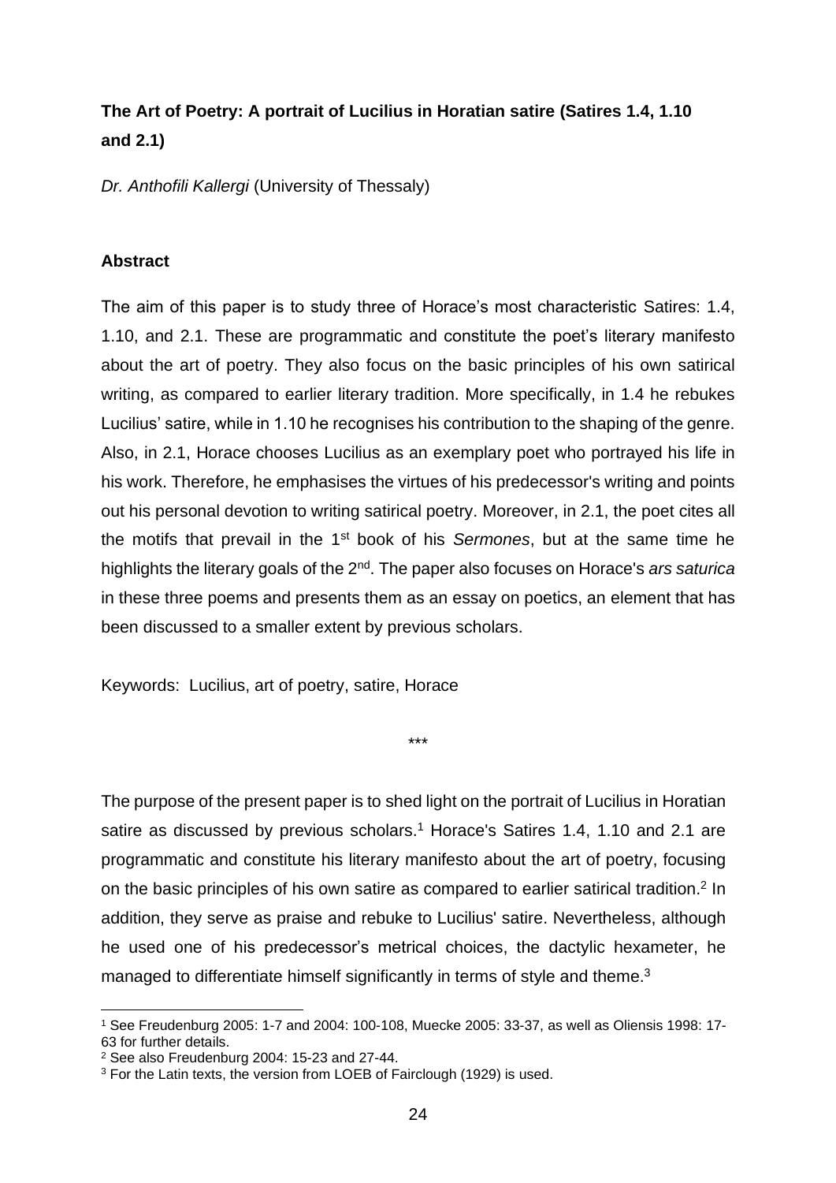# The Art of Poetry: A portrait of Lucilius in Horatian satire (Satires 1.4, 1.10 and 2.1)

*Dr. Anthofili Kallergi* (University of Thessaly)

## Abstract

The aim of this paper is to study three of Horace's most characteristic Satires: 1.4, 1.10, and 2.1. These are programmatic and constitute the poet's literary manifesto about the art of poetry. They also focus on the basic principles of his own satirical writing, as compared to earlier literary tradition. More specifically, in 1.4 he rebukes Lucilius' satire, while in 1.10 he recognises his contribution to the shaping of the genre. Also, in 2.1, Horace chooses Lucilius as an exemplary poet who portrayed his life in his work. Therefore, he emphasises the virtues of his predecessor's writing and points out his personal devotion to writing satirical poetry. Moreover, in 2.1, the poet cites all the motifs that prevail in the 1st book of his *Sermones*, but at the same time he highlights the literary goals of the 2nd. The paper also focuses on Horace's *ars saturica* in these three poems and presents them as an essay on poetics, an element that has been discussed to a smaller extent by previous scholars.

Keywords: Lucilius, art of poetry, satire, Horace

\*\*\*

The purpose of the present paper is to shed light on the portrait of Lucilius in Horatian satire as discussed by previous scholars.[1] Horace's Satires 1.4, 1.10 and 2.1 are programmatic and constitute his literary manifesto about the art of poetry, focusing on the basic principles of his own satire as compared to earlier satirical tradition.[2] In addition, they serve as praise and rebuke to Lucilius' satire. Nevertheless, although he used one of his predecessor's metrical choices, the dactylic hexameter, he managed to differentiate himself significantly in terms of style and theme.[3]

---

[1] See Freudenburg 2005: 1-7 and 2004: 100-108, Muecke 2005: 33-37, as well as Oliensis 1998: 17-63 for further details.

[2] See also Freudenburg 2004: 15-23 and 27-44.

[3] For the Latin texts, the version from LOEB of Fairclough (1929) is used.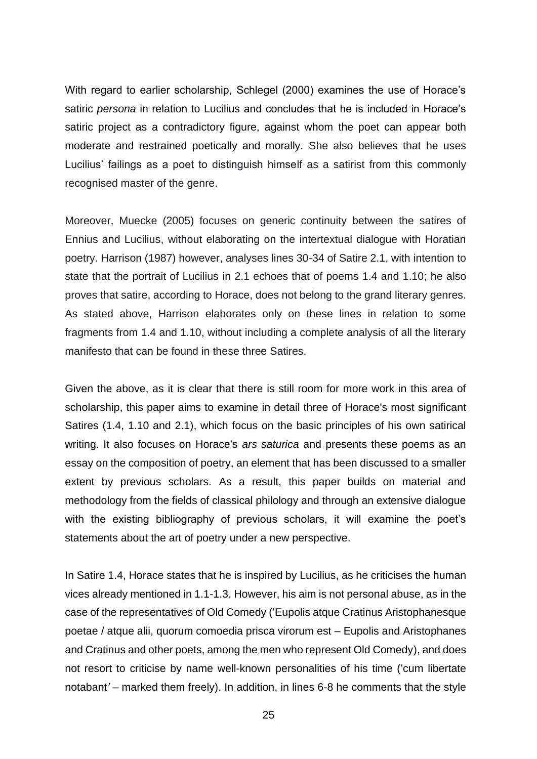With regard to earlier scholarship, Schlegel (2000) examines the use of Horace's satiric *persona* in relation to Lucilius and concludes that he is included in Horace's satiric project as a contradictory figure, against whom the poet can appear both moderate and restrained poetically and morally. She also believes that he uses Lucilius' failings as a poet to distinguish himself as a satirist from this commonly recognised master of the genre.

Moreover, Muecke (2005) focuses on generic continuity between the satires of Ennius and Lucilius, without elaborating on the intertextual dialogue with Horatian poetry. Harrison (1987) however, analyses lines 30-34 of Satire 2.1, with intention to state that the portrait of Lucilius in 2.1 echoes that of poems 1.4 and 1.10; he also proves that satire, according to Horace, does not belong to the grand literary genres. As stated above, Harrison elaborates only on these lines in relation to some fragments from 1.4 and 1.10, without including a complete analysis of all the literary manifesto that can be found in these three Satires.

Given the above, as it is clear that there is still room for more work in this area of scholarship, this paper aims to examine in detail three of Horace's most significant Satires (1.4, 1.10 and 2.1), which focus on the basic principles of his own satirical writing. It also focuses on Horace's *ars saturica* and presents these poems as an essay on the composition of poetry, an element that has been discussed to a smaller extent by previous scholars. As a result, this paper builds on material and methodology from the fields of classical philology and through an extensive dialogue with the existing bibliography of previous scholars, it will examine the poet's statements about the art of poetry under a new perspective.

In Satire 1.4, Horace states that he is inspired by Lucilius, as he criticises the human vices already mentioned in 1.1-1.3. However, his aim is not personal abuse, as in the case of the representatives of Old Comedy ('Eupolis atque Cratinus Aristophanesque poetae / atque alii, quorum comoedia prisca virorum est – Eupolis and Aristophanes and Cratinus and other poets, among the men who represent Old Comedy), and does not resort to criticise by name well-known personalities of his time ('cum libertate notabant' – marked them freely). In addition, in lines 6-8 he comments that the style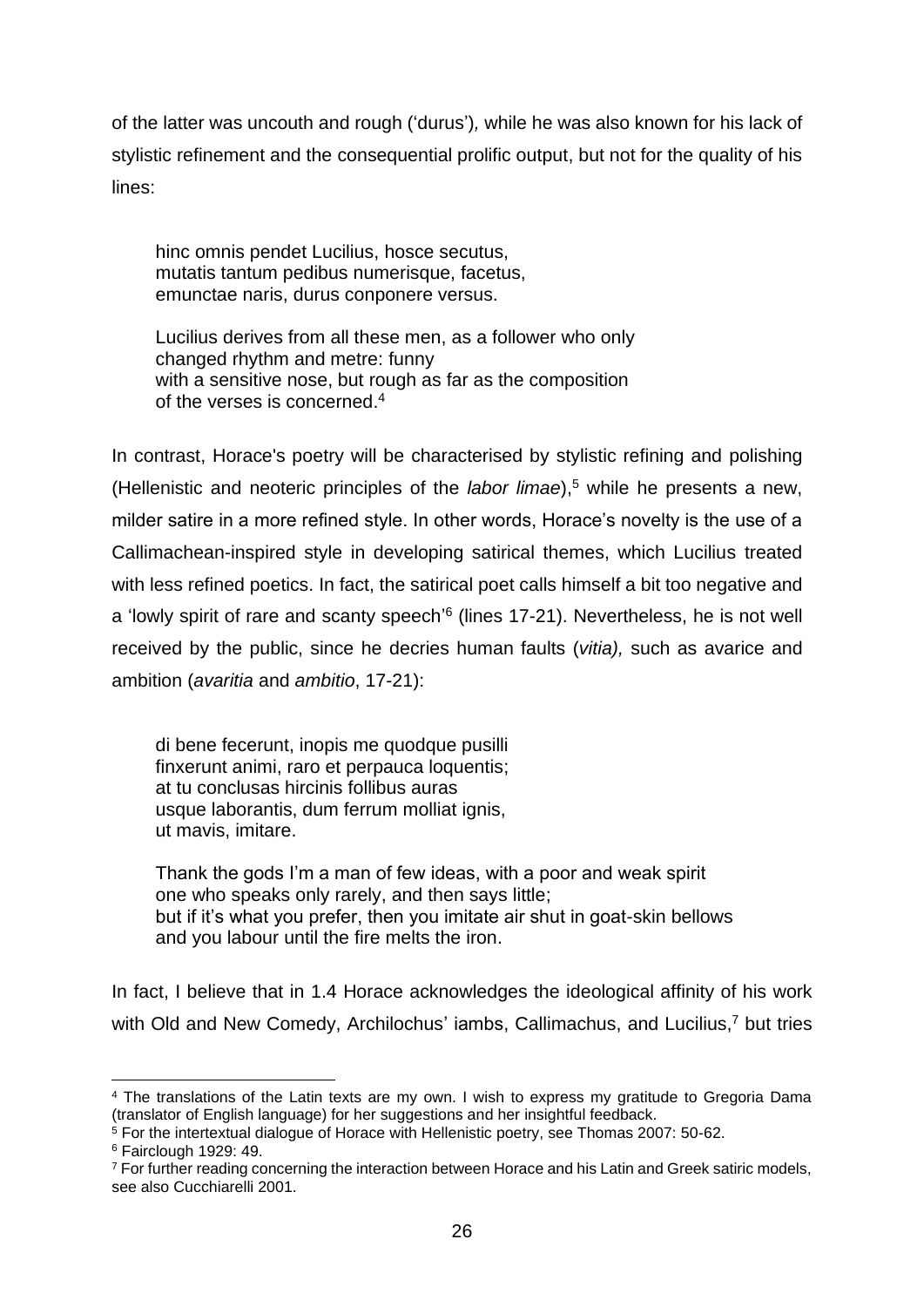of the latter was uncouth and rough ('durus'), while he was also known for his lack of stylistic refinement and the consequential prolific output, but not for the quality of his lines:

> hinc omnis pendet Lucilius, hosce secutus,
> mutatis tantum pedibus numerisque, facetus,
> emunctae naris, durus conponere versus.
>
> Lucilius derives from all these men, as a follower who only
> changed rhythm and metre: funny
> with a sensitive nose, but rough as far as the composition
> of the verses is concerned.[4]

In contrast, Horace's poetry will be characterised by stylistic refining and polishing (Hellenistic and neoteric principles of the *labor limae*),[5] while he presents a new, milder satire in a more refined style. In other words, Horace's novelty is the use of a Callimachean-inspired style in developing satirical themes, which Lucilius treated with less refined poetics. In fact, the satirical poet calls himself a bit too negative and a 'lowly spirit of rare and scanty speech'[6] (lines 17-21). Nevertheless, he is not well received by the public, since he decries human faults (*vitia),* such as avarice and ambition (*avaritia* and *ambitio*, 17-21):

> di bene fecerunt, inopis me quodque pusilli
> finxerunt animi, raro et perpauca loquentis;
> at tu conclusas hircinis follibus auras
> usque laborantis, dum ferrum molliat ignis,
> ut mavis, imitare.
>
> Thank the gods I'm a man of few ideas, with a poor and weak spirit
> one who speaks only rarely, and then says little;
> but if it's what you prefer, then you imitate air shut in goat-skin bellows
> and you labour until the fire melts the iron.

In fact, I believe that in 1.4 Horace acknowledges the ideological affinity of his work with Old and New Comedy, Archilochus' iambs, Callimachus, and Lucilius,[7] but tries

---

[4] The translations of the Latin texts are my own. I wish to express my gratitude to Gregoria Dama (translator of English language) for her suggestions and her insightful feedback.

[5] For the intertextual dialogue of Horace with Hellenistic poetry, see Thomas 2007: 50-62.

[6] Fairclough 1929: 49.

[7] For further reading concerning the interaction between Horace and his Latin and Greek satiric models, see also Cucchiarelli 2001.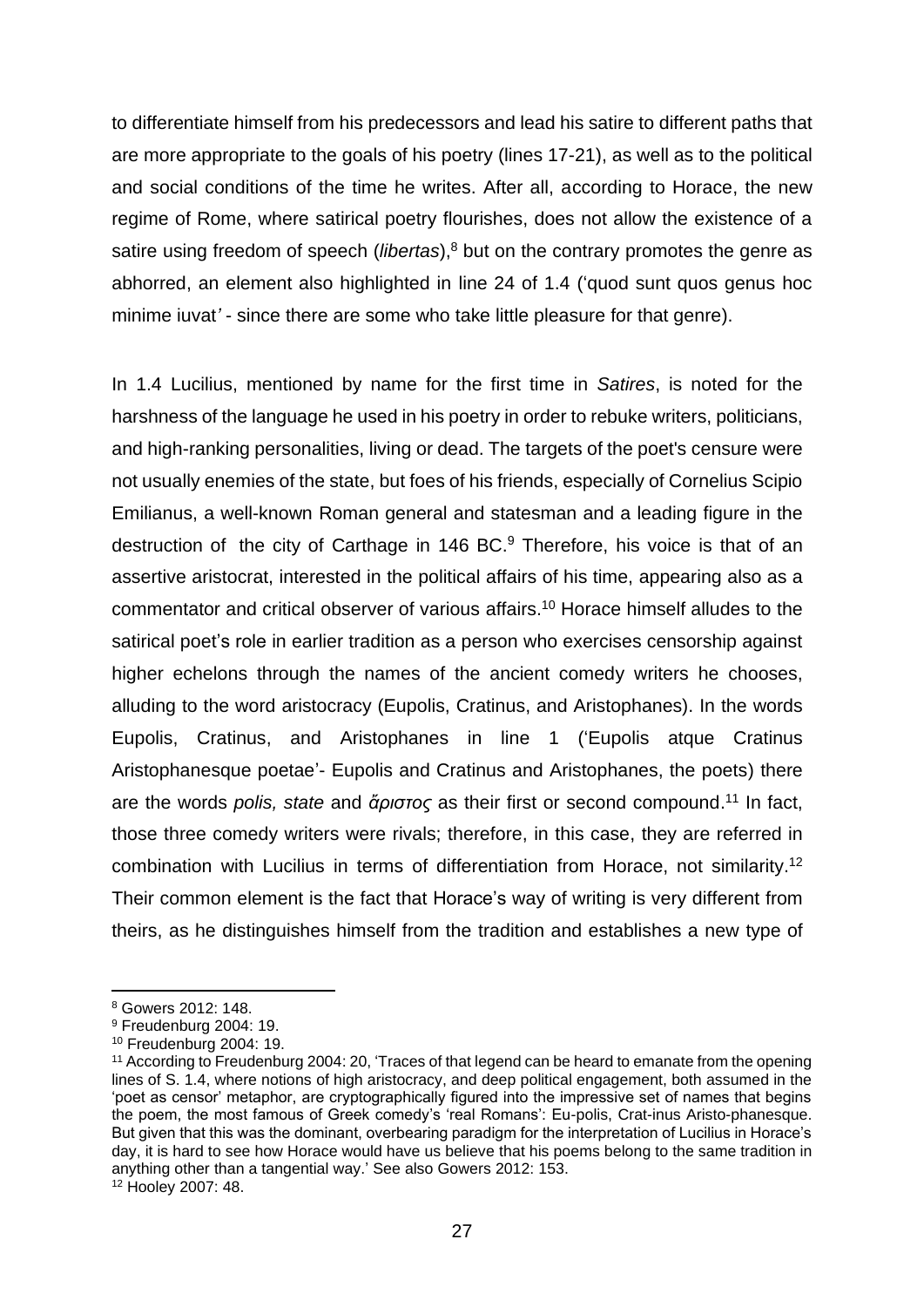to differentiate himself from his predecessors and lead his satire to different paths that are more appropriate to the goals of his poetry (lines 17-21), as well as to the political and social conditions of the time he writes. After all, according to Horace, the new regime of Rome, where satirical poetry flourishes, does not allow the existence of a satire using freedom of speech (*libertas*),[8] but on the contrary promotes the genre as abhorred, an element also highlighted in line 24 of 1.4 ('quod sunt quos genus hoc minime iuvat' - since there are some who take little pleasure for that genre).

In 1.4 Lucilius, mentioned by name for the first time in *Satires*, is noted for the harshness of the language he used in his poetry in order to rebuke writers, politicians, and high-ranking personalities, living or dead. The targets of the poet's censure were not usually enemies of the state, but foes of his friends, especially of Cornelius Scipio Emilianus, a well-known Roman general and statesman and a leading figure in the destruction of the city of Carthage in 146 BC.[9] Therefore, his voice is that of an assertive aristocrat, interested in the political affairs of his time, appearing also as a commentator and critical observer of various affairs.[10] Horace himself alludes to the satirical poet's role in earlier tradition as a person who exercises censorship against higher echelons through the names of the ancient comedy writers he chooses, alluding to the word aristocracy (Eupolis, Cratinus, and Aristophanes). In the words Eupolis, Cratinus, and Aristophanes in line 1 ('Eupolis atque Cratinus Aristophanesque poetae'- Eupolis and Cratinus and Aristophanes, the poets) there are the words *polis, state* and *ἄριστος* as their first or second compound.[11] In fact, those three comedy writers were rivals; therefore, in this case, they are referred in combination with Lucilius in terms of differentiation from Horace, not similarity.[12] Their common element is the fact that Horace's way of writing is very different from theirs, as he distinguishes himself from the tradition and establishes a new type of

---

[8] Gowers 2012: 148.

[9] Freudenburg 2004: 19.

[10] Freudenburg 2004: 19.

[11] According to Freudenburg 2004: 20, 'Traces of that legend can be heard to emanate from the opening lines of S. 1.4, where notions of high aristocracy, and deep political engagement, both assumed in the 'poet as censor' metaphor, are cryptographically figured into the impressive set of names that begins the poem, the most famous of Greek comedy's 'real Romans': Eu-polis, Crat-inus Aristo-phanesque. But given that this was the dominant, overbearing paradigm for the interpretation of Lucilius in Horace's day, it is hard to see how Horace would have us believe that his poems belong to the same tradition in anything other than a tangential way.' See also Gowers 2012: 153.

[12] Hooley 2007: 48.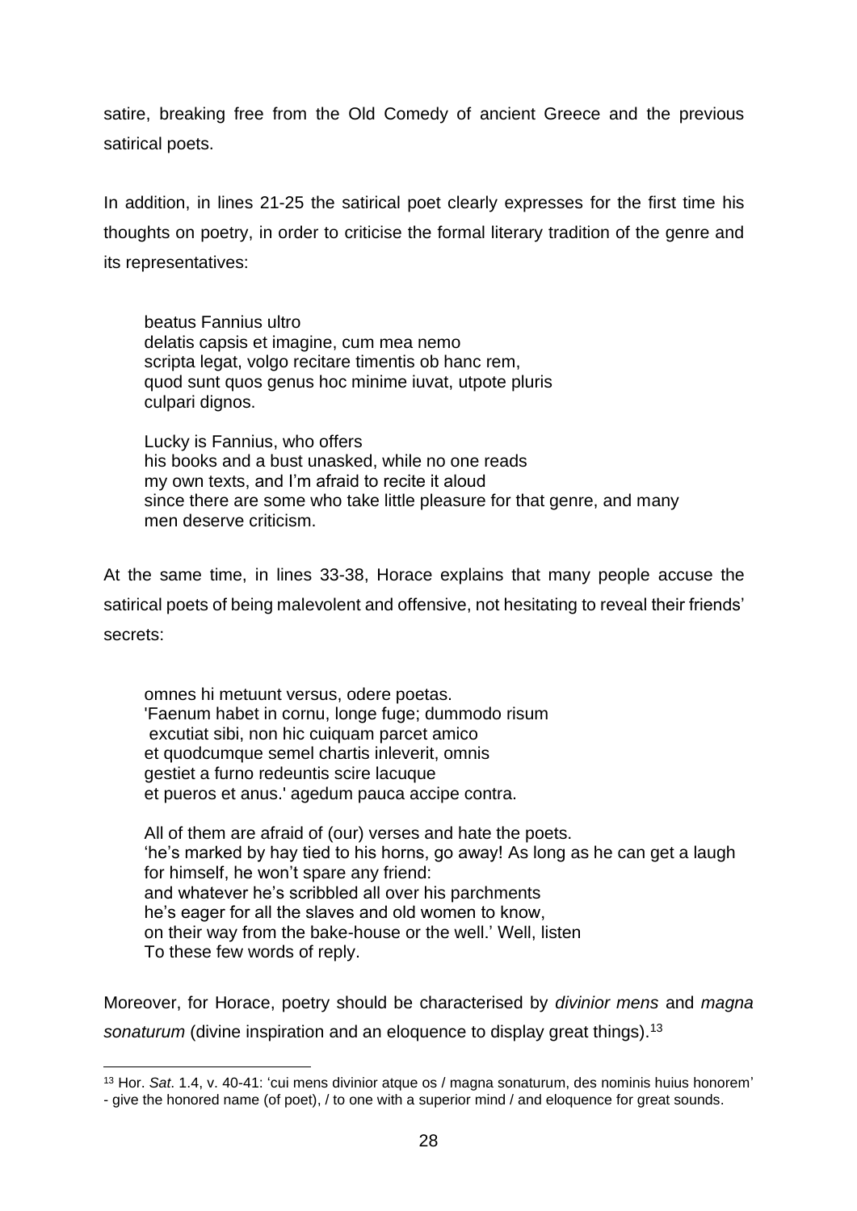satire, breaking free from the Old Comedy of ancient Greece and the previous satirical poets.

In addition, in lines 21-25 the satirical poet clearly expresses for the first time his thoughts on poetry, in order to criticise the formal literary tradition of the genre and its representatives:

> beatus Fannius ultro
> delatis capsis et imagine, cum mea nemo
> scripta legat, volgo recitare timentis ob hanc rem,
> quod sunt quos genus hoc minime iuvat, utpote pluris
> culpari dignos.
>
> Lucky is Fannius, who offers
> his books and a bust unasked, while no one reads
> my own texts, and I'm afraid to recite it aloud
> since there are some who take little pleasure for that genre, and many
> men deserve criticism.

At the same time, in lines 33-38, Horace explains that many people accuse the satirical poets of being malevolent and offensive, not hesitating to reveal their friends' secrets:

> omnes hi metuunt versus, odere poetas.
> 'Faenum habet in cornu, longe fuge; dummodo risum
> excutiat sibi, non hic cuiquam parcet amico
> et quodcumque semel chartis inleverit, omnis
> gestiet a furno redeuntis scire lacuque
> et pueros et anus.' agedum pauca accipe contra.
>
> All of them are afraid of (our) verses and hate the poets.
> 'he's marked by hay tied to his horns, go away! As long as he can get a laugh
> for himself, he won't spare any friend:
> and whatever he's scribbled all over his parchments
> he's eager for all the slaves and old women to know,
> on their way from the bake-house or the well.' Well, listen
> To these few words of reply.

Moreover, for Horace, poetry should be characterised by *divinior mens* and *magna sonaturum* (divine inspiration and an eloquence to display great things).[13]

---

[13] Hor. *Sat*. 1.4, v. 40-41: 'cui mens divinior atque os / magna sonaturum, des nominis huius honorem' - give the honored name (of poet), / to one with a superior mind / and eloquence for great sounds.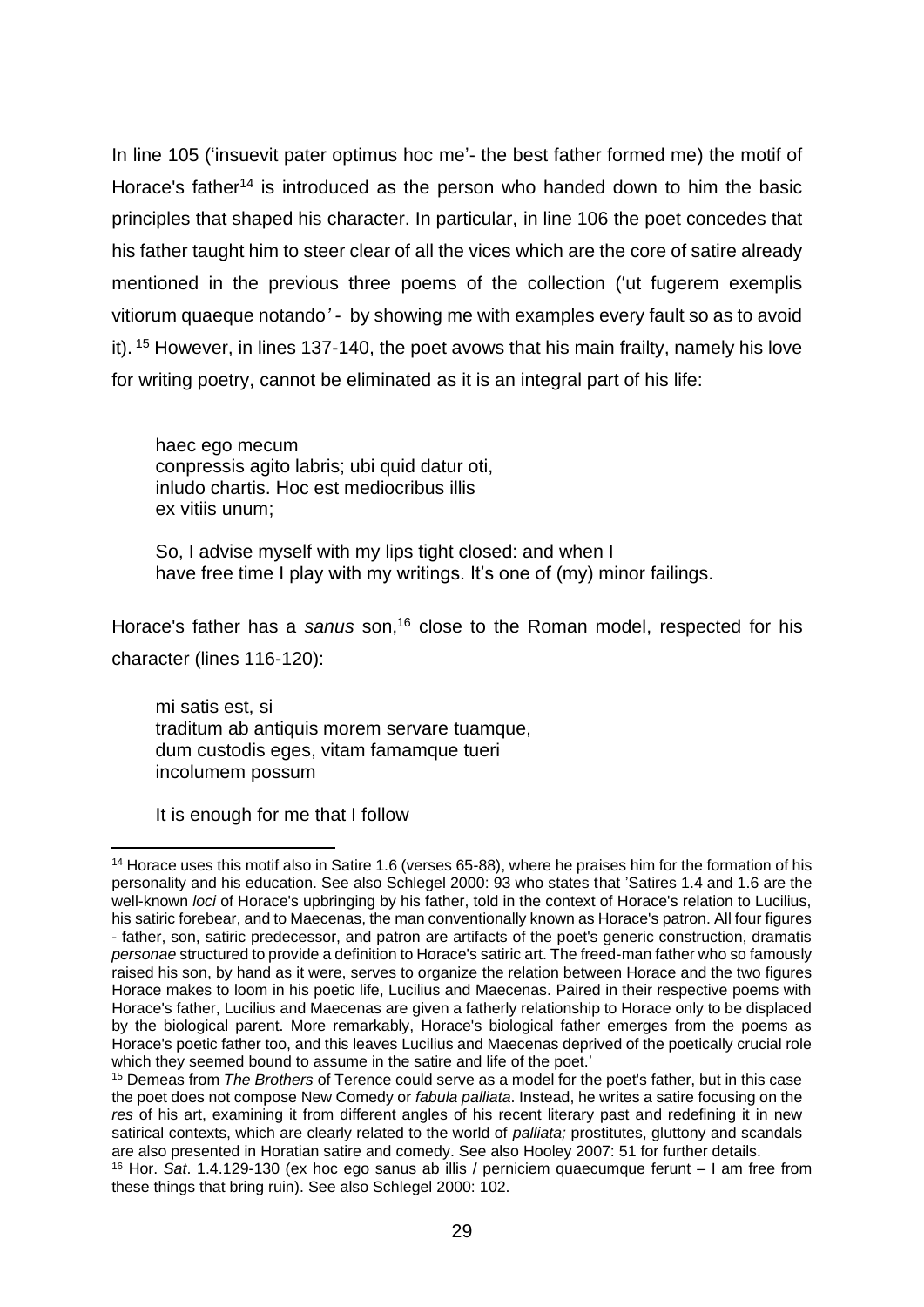In line 105 ('insuevit pater optimus hoc me'- the best father formed me) the motif of Horace's father[14] is introduced as the person who handed down to him the basic principles that shaped his character. In particular, in line 106 the poet concedes that his father taught him to steer clear of all the vices which are the core of satire already mentioned in the previous three poems of the collection ('ut fugerem exemplis vitiorum quaeque notando' - by showing me with examples every fault so as to avoid it). [15] However, in lines 137-140, the poet avows that his main frailty, namely his love for writing poetry, cannot be eliminated as it is an integral part of his life:

> haec ego mecum
> conpressis agito labris; ubi quid datur oti,
> inludo chartis. Hoc est mediocribus illis
> ex vitiis unum;
>
> So, I advise myself with my lips tight closed: and when I
> have free time I play with my writings. It's one of (my) minor failings.

Horace's father has a *sanus* son,[16] close to the Roman model, respected for his character (lines 116-120):

> mi satis est, si
> traditum ab antiquis morem servare tuamque,
> dum custodis eges, vitam famamque tueri
> incolumem possum
>
> It is enough for me that I follow

---

[14] Horace uses this motif also in Satire 1.6 (verses 65-88), where he praises him for the formation of his personality and his education. See also Schlegel 2000: 93 who states that 'Satires 1.4 and 1.6 are the well-known *loci* of Horace's upbringing by his father, told in the context of Horace's relation to Lucilius, his satiric forebear, and to Maecenas, the man conventionally known as Horace's patron. All four figures - father, son, satiric predecessor, and patron are artifacts of the poet's generic construction, dramatis *personae* structured to provide a definition to Horace's satiric art. The freed-man father who so famously raised his son, by hand as it were, serves to organize the relation between Horace and the two figures Horace makes to loom in his poetic life, Lucilius and Maecenas. Paired in their respective poems with Horace's father, Lucilius and Maecenas are given a fatherly relationship to Horace only to be displaced by the biological parent. More remarkably, Horace's biological father emerges from the poems as Horace's poetic father too, and this leaves Lucilius and Maecenas deprived of the poetically crucial role which they seemed bound to assume in the satire and life of the poet.'

[15] Demeas from *The Brothers* of Terence could serve as a model for the poet's father, but in this case the poet does not compose New Comedy or *fabula palliata*. Instead, he writes a satire focusing on the *res* of his art, examining it from different angles of his recent literary past and redefining it in new satirical contexts, which are clearly related to the world of *palliata;* prostitutes, gluttony and scandals are also presented in Horatian satire and comedy. See also Hooley 2007: 51 for further details.

[16] Hor. *Sat*. 1.4.129-130 (ex hoc ego sanus ab illis / perniciem quaecumque ferunt – I am free from these things that bring ruin). See also Schlegel 2000: 102.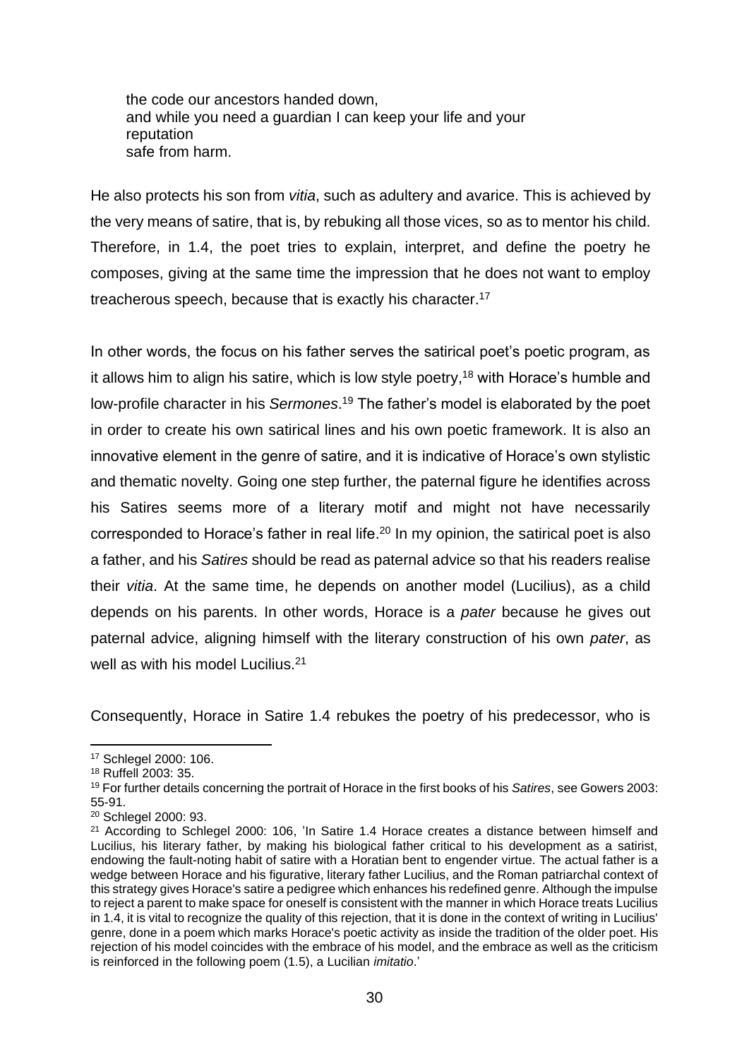> the code our ancestors handed down,
> and while you need a guardian I can keep your life and your reputation
> safe from harm.

He also protects his son from *vitia*, such as adultery and avarice. This is achieved by the very means of satire, that is, by rebuking all those vices, so as to mentor his child. Therefore, in 1.4, the poet tries to explain, interpret, and define the poetry he composes, giving at the same time the impression that he does not want to employ treacherous speech, because that is exactly his character.[17]

In other words, the focus on his father serves the satirical poet's poetic program, as it allows him to align his satire, which is low style poetry,[18] with Horace's humble and low-profile character in his *Sermones*.[19] The father's model is elaborated by the poet in order to create his own satirical lines and his own poetic framework. It is also an innovative element in the genre of satire, and it is indicative of Horace's own stylistic and thematic novelty. Going one step further, the paternal figure he identifies across his Satires seems more of a literary motif and might not have necessarily corresponded to Horace's father in real life.[20] In my opinion, the satirical poet is also a father, and his *Satires* should be read as paternal advice so that his readers realise their *vitia*. At the same time, he depends on another model (Lucilius), as a child depends on his parents. In other words, Horace is a *pater* because he gives out paternal advice, aligning himself with the literary construction of his own *pater*, as well as with his model Lucilius.[21]

Consequently, Horace in Satire 1.4 rebukes the poetry of his predecessor, who is

---

[17] Schlegel 2000: 106.

[18] Ruffell 2003: 35.

[19] For further details concerning the portrait of Horace in the first books of his *Satires*, see Gowers 2003: 55-91.

[20] Schlegel 2000: 93.

[21] According to Schlegel 2000: 106, 'In Satire 1.4 Horace creates a distance between himself and Lucilius, his literary father, by making his biological father critical to his development as a satirist, endowing the fault-noting habit of satire with a Horatian bent to engender virtue. The actual father is a wedge between Horace and his figurative, literary father Lucilius, and the Roman patriarchal context of this strategy gives Horace's satire a pedigree which enhances his redefined genre. Although the impulse to reject a parent to make space for oneself is consistent with the manner in which Horace treats Lucilius in 1.4, it is vital to recognize the quality of this rejection, that it is done in the context of writing in Lucilius' genre, done in a poem which marks Horace's poetic activity as inside the tradition of the older poet. His rejection of his model coincides with the embrace of his model, and the embrace as well as the criticism is reinforced in the following poem (1.5), a Lucilian *imitatio*.'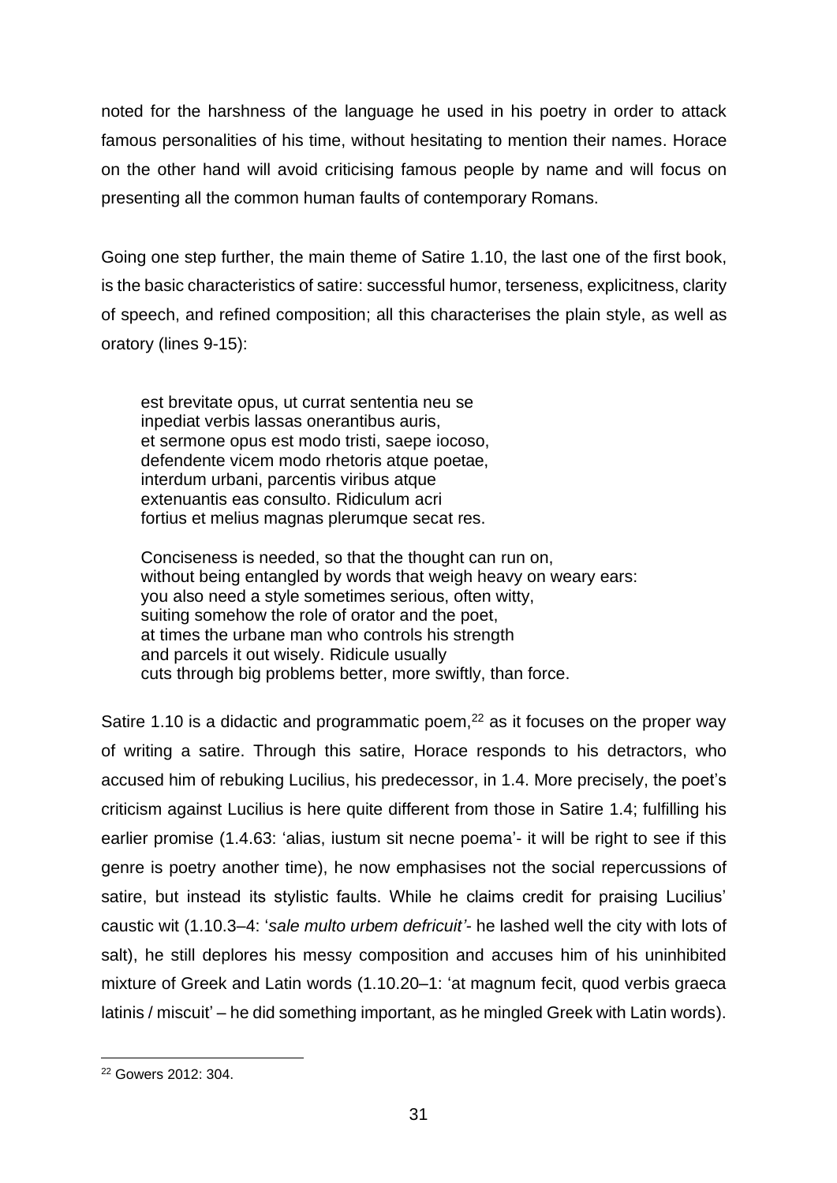noted for the harshness of the language he used in his poetry in order to attack famous personalities of his time, without hesitating to mention their names. Horace on the other hand will avoid criticising famous people by name and will focus on presenting all the common human faults of contemporary Romans.

Going one step further, the main theme of Satire 1.10, the last one of the first book, is the basic characteristics of satire: successful humor, terseness, explicitness, clarity of speech, and refined composition; all this characterises the plain style, as well as oratory (lines 9-15):

> est brevitate opus, ut currat sententia neu se
> inpediat verbis lassas onerantibus auris,
> et sermone opus est modo tristi, saepe iocoso,
> defendente vicem modo rhetoris atque poetae,
> interdum urbani, parcentis viribus atque
> extenuantis eas consulto. Ridiculum acri
> fortius et melius magnas plerumque secat res.
>
> Conciseness is needed, so that the thought can run on,
> without being entangled by words that weigh heavy on weary ears:
> you also need a style sometimes serious, often witty,
> suiting somehow the role of orator and the poet,
> at times the urbane man who controls his strength
> and parcels it out wisely. Ridicule usually
> cuts through big problems better, more swiftly, than force.

Satire 1.10 is a didactic and programmatic poem,[22] as it focuses on the proper way of writing a satire. Through this satire, Horace responds to his detractors, who accused him of rebuking Lucilius, his predecessor, in 1.4. More precisely, the poet's criticism against Lucilius is here quite different from those in Satire 1.4; fulfilling his earlier promise (1.4.63: 'alias, iustum sit necne poema'- it will be right to see if this genre is poetry another time), he now emphasises not the social repercussions of satire, but instead its stylistic faults. While he claims credit for praising Lucilius' caustic wit (1.10.3–4: '*sale multo urbem defricuit'*- he lashed well the city with lots of salt), he still deplores his messy composition and accuses him of his uninhibited mixture of Greek and Latin words (1.10.20–1: 'at magnum fecit, quod verbis graeca latinis / miscuit' – he did something important, as he mingled Greek with Latin words).

[22] Gowers 2012: 304.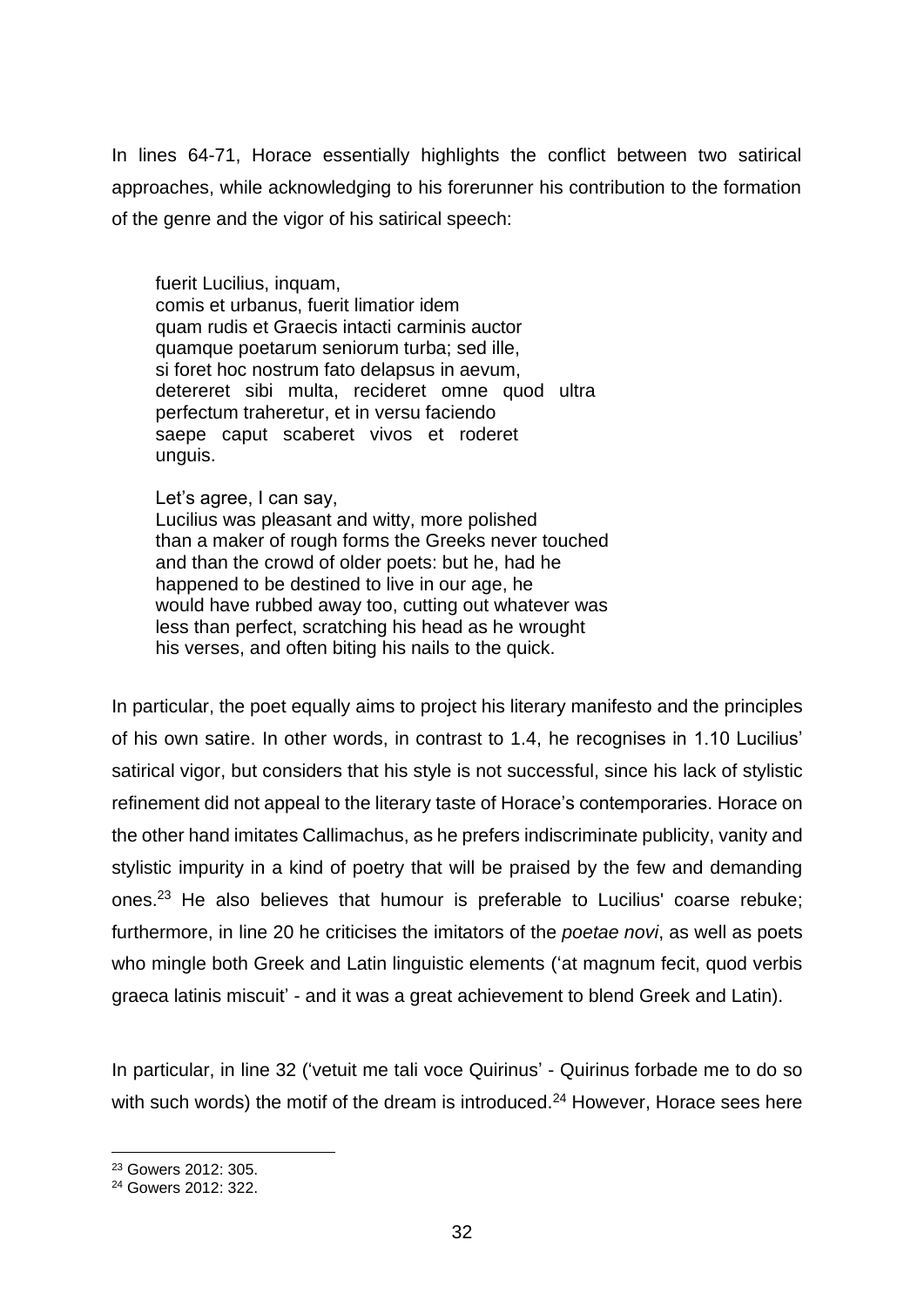In lines 64-71, Horace essentially highlights the conflict between two satirical approaches, while acknowledging to his forerunner his contribution to the formation of the genre and the vigor of his satirical speech:

> fuerit Lucilius, inquam,
> comis et urbanus, fuerit limatior idem
> quam rudis et Graecis intacti carminis auctor
> quamque poetarum seniorum turba; sed ille,
> si foret hoc nostrum fato delapsus in aevum,
> detereret sibi multa, recideret omne quod ultra
> perfectum traheretur, et in versu faciendo
> saepe caput scaberet vivos et roderet
> unguis.
>
> Let's agree, I can say,
> Lucilius was pleasant and witty, more polished
> than a maker of rough forms the Greeks never touched
> and than the crowd of older poets: but he, had he
> happened to be destined to live in our age, he
> would have rubbed away too, cutting out whatever was
> less than perfect, scratching his head as he wrought
> his verses, and often biting his nails to the quick.

In particular, the poet equally aims to project his literary manifesto and the principles of his own satire. In other words, in contrast to 1.4, he recognises in 1.10 Lucilius' satirical vigor, but considers that his style is not successful, since his lack of stylistic refinement did not appeal to the literary taste of Horace's contemporaries. Horace on the other hand imitates Callimachus, as he prefers indiscriminate publicity, vanity and stylistic impurity in a kind of poetry that will be praised by the few and demanding ones.[23] He also believes that humour is preferable to Lucilius' coarse rebuke; furthermore, in line 20 he criticises the imitators of the *poetae novi*, as well as poets who mingle both Greek and Latin linguistic elements ('at magnum fecit, quod verbis graeca latinis miscuit' - and it was a great achievement to blend Greek and Latin).

In particular, in line 32 ('vetuit me tali voce Quirinus' - Quirinus forbade me to do so with such words) the motif of the dream is introduced.[24] However, Horace sees here

---

[23] Gowers 2012: 305.

[24] Gowers 2012: 322.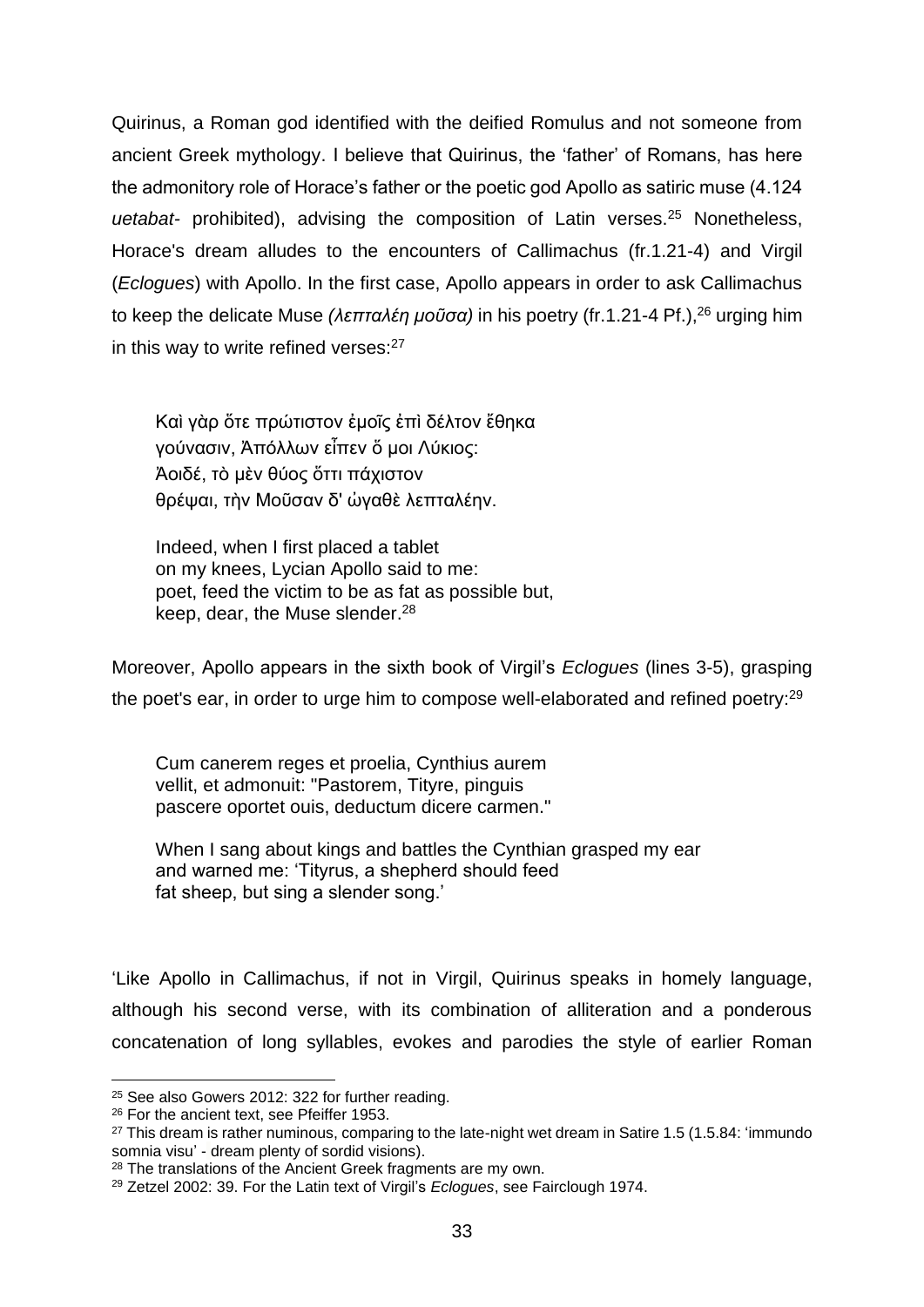Quirinus, a Roman god identified with the deified Romulus and not someone from ancient Greek mythology. I believe that Quirinus, the 'father' of Romans, has here the admonitory role of Horace's father or the poetic god Apollo as satiric muse (4.124 *uetabat*- prohibited), advising the composition of Latin verses.[25] Nonetheless, Horace's dream alludes to the encounters of Callimachus (fr.1.21-4) and Virgil (*Eclogues*) with Apollo. In the first case, Apollo appears in order to ask Callimachus to keep the delicate Muse *(λεπταλέη μοῦσα)* in his poetry (fr.1.21-4 Pf.),[26] urging him in this way to write refined verses:[27]

> Καὶ γὰρ ὅτε πρώτιστον ἐμοῖς ἐπὶ δέλτον ἔθηκα
> γούνασιν, Ἀπόλλων εἶπεν ὅ μοι Λύκιος:
> Ἀοιδέ, τὸ μὲν θύος ὅττι πάχιστον
> θρέψαι, τὴν Μοῦσαν δ' ὠγαθὲ λεπταλέην.
>
> Indeed, when I first placed a tablet
> on my knees, Lycian Apollo said to me:
> poet, feed the victim to be as fat as possible but,
> keep, dear, the Muse slender.[28]

Moreover, Apollo appears in the sixth book of Virgil's *Eclogues* (lines 3-5), grasping the poet's ear, in order to urge him to compose well-elaborated and refined poetry:[29]

> Cum canerem reges et proelia, Cynthius aurem
> vellit, et admonuit: "Pastorem, Tityre, pinguis
> pascere oportet ouis, deductum dicere carmen."
>
> When I sang about kings and battles the Cynthian grasped my ear
> and warned me: 'Tityrus, a shepherd should feed
> fat sheep, but sing a slender song.'

'Like Apollo in Callimachus, if not in Virgil, Quirinus speaks in homely language, although his second verse, with its combination of alliteration and a ponderous concatenation of long syllables, evokes and parodies the style of earlier Roman

---

[25] See also Gowers 2012: 322 for further reading.

[26] For the ancient text, see Pfeiffer 1953.

[27] This dream is rather numinous, comparing to the late-night wet dream in Satire 1.5 (1.5.84: 'immundo somnia visu' - dream plenty of sordid visions).

[28] The translations of the Ancient Greek fragments are my own.

[29] Zetzel 2002: 39. For the Latin text of Virgil's *Eclogues*, see Fairclough 1974.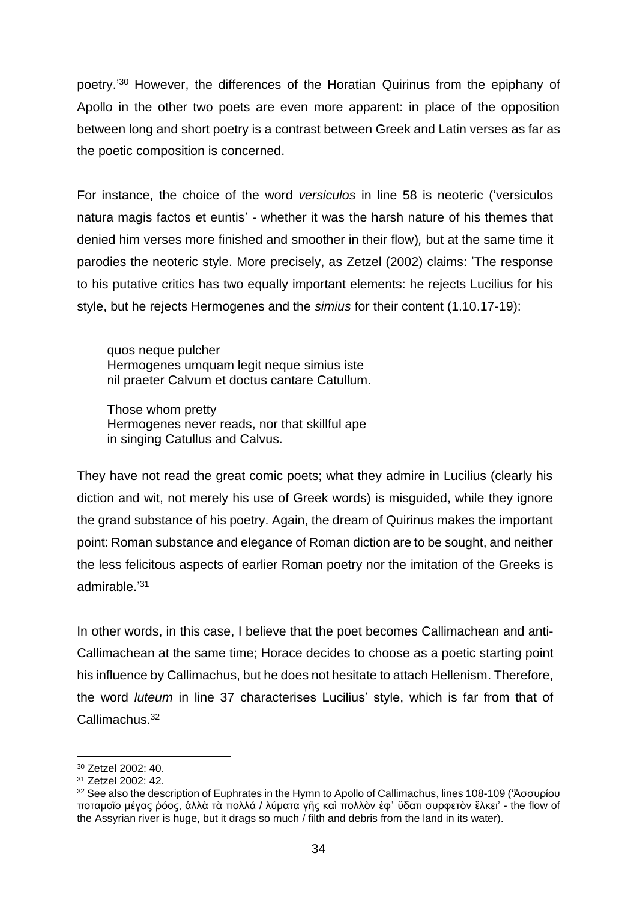poetry.'[30] However, the differences of the Horatian Quirinus from the epiphany of Apollo in the other two poets are even more apparent: in place of the opposition between long and short poetry is a contrast between Greek and Latin verses as far as the poetic composition is concerned.

For instance, the choice of the word *versiculos* in line 58 is neoteric ('versiculos natura magis factos et euntis' - whether it was the harsh nature of his themes that denied him verses more finished and smoother in their flow)*,* but at the same time it parodies the neoteric style. More precisely, as Zetzel (2002) claims: 'The response to his putative critics has two equally important elements: he rejects Lucilius for his style, but he rejects Hermogenes and the *simius* for their content (1.10.17-19):

> quos neque pulcher
> Hermogenes umquam legit neque simius iste
> nil praeter Calvum et doctus cantare Catullum.
>
> Those whom pretty
> Hermogenes never reads, nor that skillful ape
> in singing Catullus and Calvus.

They have not read the great comic poets; what they admire in Lucilius (clearly his diction and wit, not merely his use of Greek words) is misguided, while they ignore the grand substance of his poetry. Again, the dream of Quirinus makes the important point: Roman substance and elegance of Roman diction are to be sought, and neither the less felicitous aspects of earlier Roman poetry nor the imitation of the Greeks is admirable.'[31]

In other words, in this case, I believe that the poet becomes Callimachean and anti-Callimachean at the same time; Horace decides to choose as a poetic starting point his influence by Callimachus, but he does not hesitate to attach Hellenism. Therefore, the word *luteum* in line 37 characterises Lucilius' style, which is far from that of Callimachus.[32]

---

[30] Zetzel 2002: 40.

[31] Zetzel 2002: 42.

[32] See also the description of Euphrates in the Hymn to Apollo of Callimachus, lines 108-109 ('Ἀσσυρίου ποταμοῖο μέγας ῥόος, ἀλλὰ τὰ πολλά / λύματα γῆς καὶ πολλὸν ἐφ᾽ ὕδατι συρφετὸν ἕλκει' - the flow of the Assyrian river is huge, but it drags so much / filth and debris from the land in its water).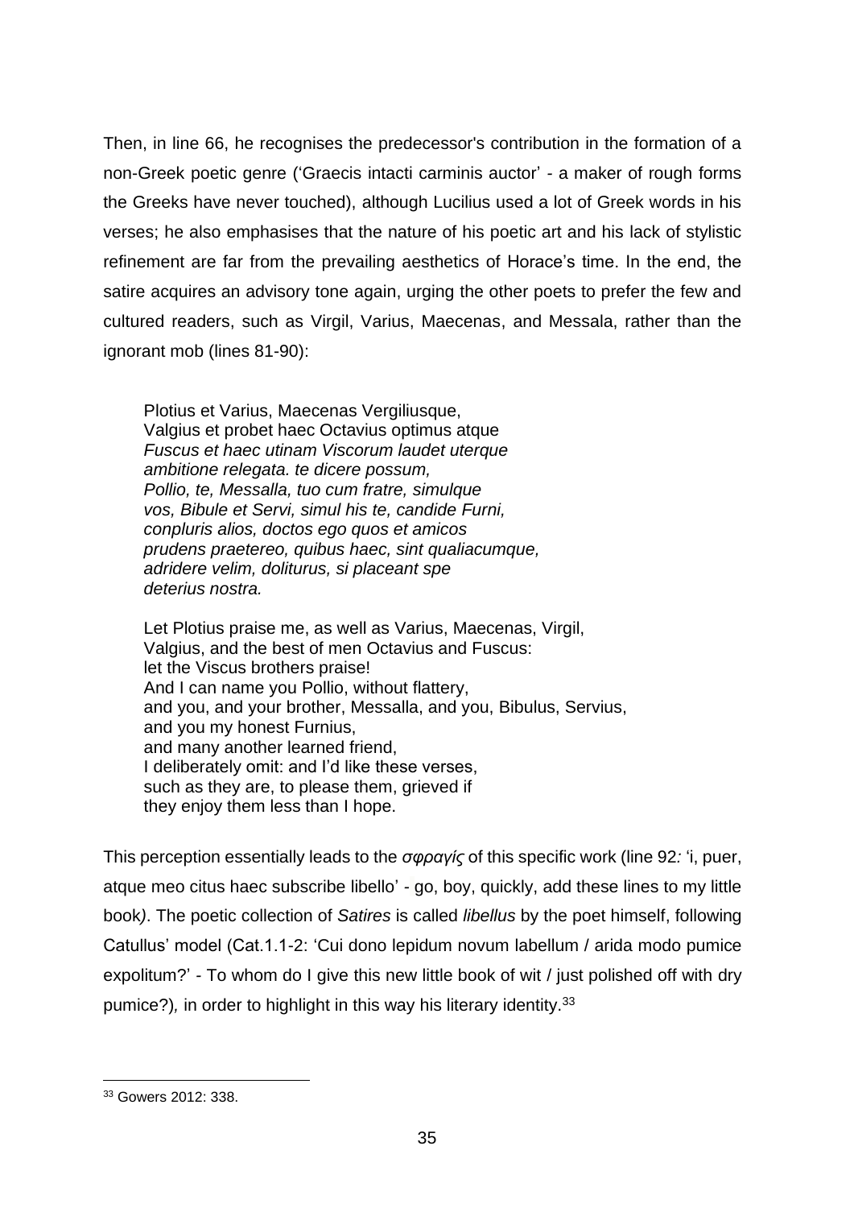Then, in line 66, he recognises the predecessor's contribution in the formation of a non-Greek poetic genre (‘Graecis intacti carminis auctor’ - a maker of rough forms the Greeks have never touched), although Lucilius used a lot of Greek words in his verses; he also emphasises that the nature of his poetic art and his lack of stylistic refinement are far from the prevailing aesthetics of Horace’s time. In the end, the satire acquires an advisory tone again, urging the other poets to prefer the few and cultured readers, such as Virgil, Varius, Maecenas, and Messala, rather than the ignorant mob (lines 81-90):

> Plotius et Varius, Maecenas Vergiliusque,
> Valgius et probet haec Octavius optimus atque
> *Fuscus et haec utinam Viscorum laudet uterque*
> *ambitione relegata. te dicere possum,*
> *Pollio, te, Messalla, tuo cum fratre, simulque*
> *vos, Bibule et Servi, simul his te, candide Furni,*
> *conpluris alios, doctos ego quos et amicos*
> *prudens praetereo, quibus haec, sint qualiacumque,*
> *adridere velim, doliturus, si placeant spe*
> *deterius nostra.*
>
> Let Plotius praise me, as well as Varius, Maecenas, Virgil,
> Valgius, and the best of men Octavius and Fuscus:
> let the Viscus brothers praise!
> And I can name you Pollio, without flattery,
> and you, and your brother, Messalla, and you, Bibulus, Servius,
> and you my honest Furnius,
> and many another learned friend,
> I deliberately omit: and I’d like these verses,
> such as they are, to please them, grieved if
> they enjoy them less than I hope.

This perception essentially leads to the *σφραγίς* of this specific work (line 92*:* ‘i, puer, atque meo citus haec subscribe libello’ - go, boy, quickly, add these lines to my little book*)*. The poetic collection of *Satires* is called *libellus* by the poet himself, following Catullus’ model (Cat.1.1-2: ‘Cui dono lepidum novum labellum / arida modo pumice expolitum?’ - To whom do I give this new little book of wit / just polished off with dry pumice?)*,* in order to highlight in this way his literary identity.[33]

---

[33] Gowers 2012: 338.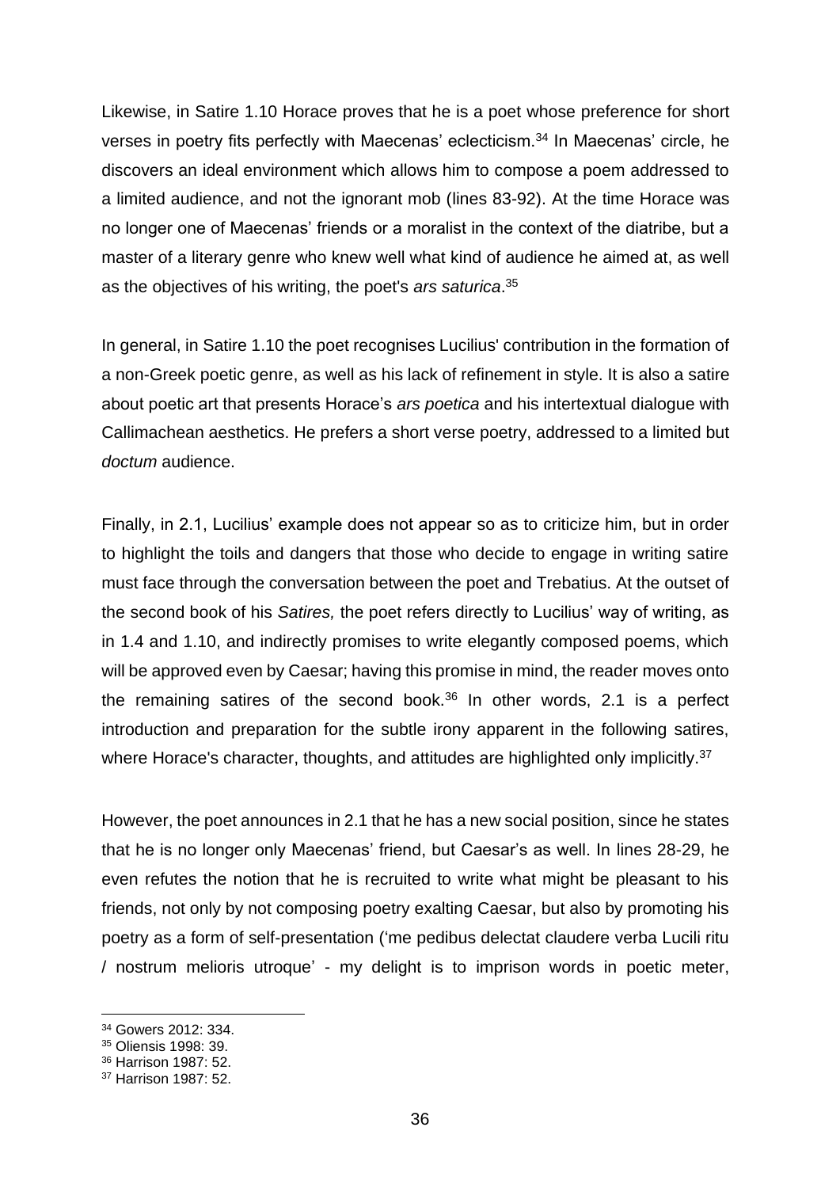Likewise, in Satire 1.10 Horace proves that he is a poet whose preference for short verses in poetry fits perfectly with Maecenas' eclecticism.[34] In Maecenas' circle, he discovers an ideal environment which allows him to compose a poem addressed to a limited audience, and not the ignorant mob (lines 83-92). At the time Horace was no longer one of Maecenas' friends or a moralist in the context of the diatribe, but a master of a literary genre who knew well what kind of audience he aimed at, as well as the objectives of his writing, the poet's *ars saturica*.[35]

In general, in Satire 1.10 the poet recognises Lucilius' contribution in the formation of a non-Greek poetic genre, as well as his lack of refinement in style. It is also a satire about poetic art that presents Horace's *ars poetica* and his intertextual dialogue with Callimachean aesthetics. He prefers a short verse poetry, addressed to a limited but *doctum* audience.

Finally, in 2.1, Lucilius' example does not appear so as to criticize him, but in order to highlight the toils and dangers that those who decide to engage in writing satire must face through the conversation between the poet and Trebatius. At the outset of the second book of his *Satires,* the poet refers directly to Lucilius' way of writing, as in 1.4 and 1.10, and indirectly promises to write elegantly composed poems, which will be approved even by Caesar; having this promise in mind, the reader moves onto the remaining satires of the second book.[36] In other words, 2.1 is a perfect introduction and preparation for the subtle irony apparent in the following satires, where Horace's character, thoughts, and attitudes are highlighted only implicitly.[37]

However, the poet announces in 2.1 that he has a new social position, since he states that he is no longer only Maecenas' friend, but Caesar's as well. In lines 28-29, he even refutes the notion that he is recruited to write what might be pleasant to his friends, not only by not composing poetry exalting Caesar, but also by promoting his poetry as a form of self-presentation ('me pedibus delectat claudere verba Lucili ritu / nostrum melioris utroque' - my delight is to imprison words in poetic meter,

[34] Gowers 2012: 334.
[35] Oliensis 1998: 39.
[36] Harrison 1987: 52.
[37] Harrison 1987: 52.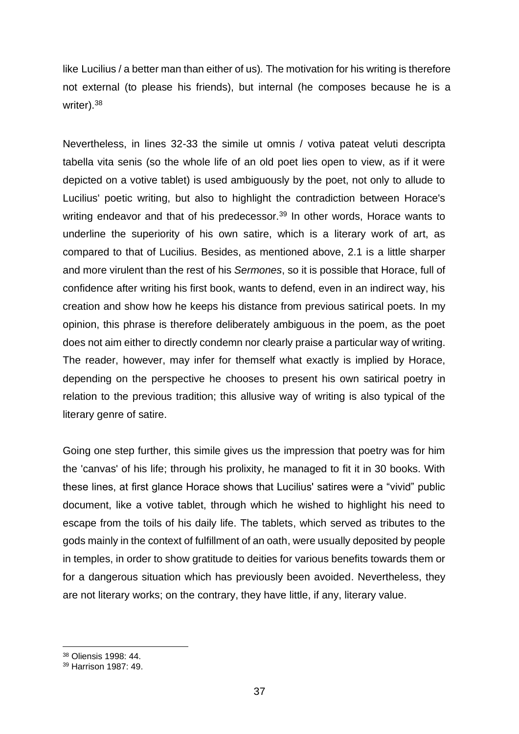like Lucilius / a better man than either of us). The motivation for his writing is therefore not external (to please his friends), but internal (he composes because he is a writer).[38]

Nevertheless, in lines 32-33 the simile ut omnis / votiva pateat veluti descripta tabella vita senis (so the whole life of an old poet lies open to view, as if it were depicted on a votive tablet) is used ambiguously by the poet, not only to allude to Lucilius' poetic writing, but also to highlight the contradiction between Horace's writing endeavor and that of his predecessor.[39] In other words, Horace wants to underline the superiority of his own satire, which is a literary work of art, as compared to that of Lucilius. Besides, as mentioned above, 2.1 is a little sharper and more virulent than the rest of his *Sermones*, so it is possible that Horace, full of confidence after writing his first book, wants to defend, even in an indirect way, his creation and show how he keeps his distance from previous satirical poets. In my opinion, this phrase is therefore deliberately ambiguous in the poem, as the poet does not aim either to directly condemn nor clearly praise a particular way of writing. The reader, however, may infer for themself what exactly is implied by Horace, depending on the perspective he chooses to present his own satirical poetry in relation to the previous tradition; this allusive way of writing is also typical of the literary genre of satire.

Going one step further, this simile gives us the impression that poetry was for him the 'canvas' of his life; through his prolixity, he managed to fit it in 30 books. With these lines, at first glance Horace shows that Lucilius' satires were a "vivid" public document, like a votive tablet, through which he wished to highlight his need to escape from the toils of his daily life. The tablets, which served as tributes to the gods mainly in the context of fulfillment of an oath, were usually deposited by people in temples, in order to show gratitude to deities for various benefits towards them or for a dangerous situation which has previously been avoided. Nevertheless, they are not literary works; on the contrary, they have little, if any, literary value.

[38] Oliensis 1998: 44.

[39] Harrison 1987: 49.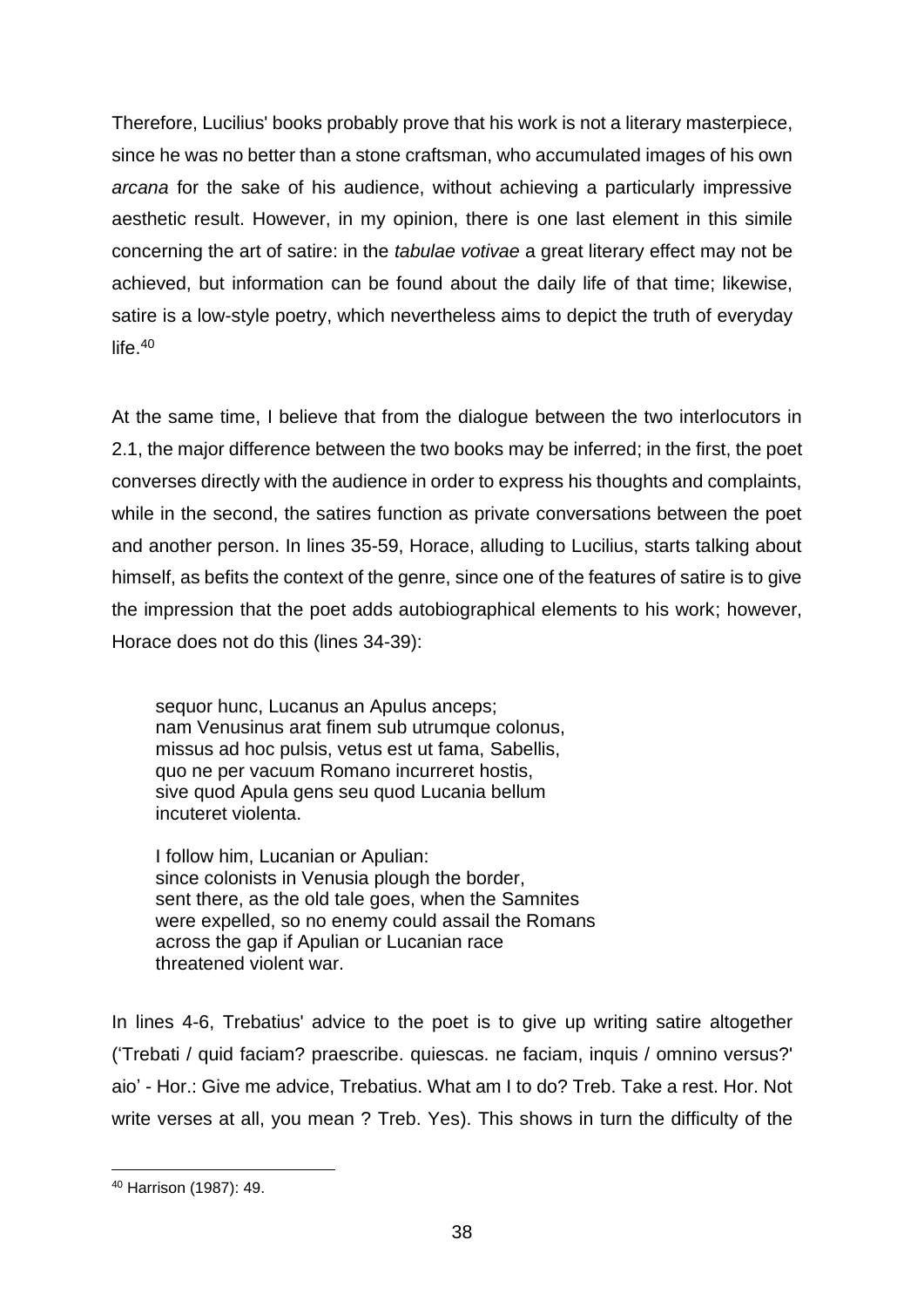Therefore, Lucilius' books probably prove that his work is not a literary masterpiece, since he was no better than a stone craftsman, who accumulated images of his own *arcana* for the sake of his audience, without achieving a particularly impressive aesthetic result. However, in my opinion, there is one last element in this simile concerning the art of satire: in the *tabulae votivae* a great literary effect may not be achieved, but information can be found about the daily life of that time; likewise, satire is a low-style poetry, which nevertheless aims to depict the truth of everyday life.[40]

At the same time, I believe that from the dialogue between the two interlocutors in 2.1, the major difference between the two books may be inferred; in the first, the poet converses directly with the audience in order to express his thoughts and complaints, while in the second, the satires function as private conversations between the poet and another person. In lines 35-59, Horace, alluding to Lucilius, starts talking about himself, as befits the context of the genre, since one of the features of satire is to give the impression that the poet adds autobiographical elements to his work; however, Horace does not do this (lines 34-39):

> sequor hunc, Lucanus an Apulus anceps;
> nam Venusinus arat finem sub utrumque colonus,
> missus ad hoc pulsis, vetus est ut fama, Sabellis,
> quo ne per vacuum Romano incurreret hostis,
> sive quod Apula gens seu quod Lucania bellum
> incuteret violenta.
>
> I follow him, Lucanian or Apulian:
> since colonists in Venusia plough the border,
> sent there, as the old tale goes, when the Samnites
> were expelled, so no enemy could assail the Romans
> across the gap if Apulian or Lucanian race
> threatened violent war.

In lines 4-6, Trebatius' advice to the poet is to give up writing satire altogether ('Trebati / quid faciam? praescribe. quiescas. ne faciam, inquis / omnino versus?' aio' - Hor.: Give me advice, Trebatius. What am I to do? Treb. Take a rest. Hor. Not write verses at all, you mean ? Treb. Yes). This shows in turn the difficulty of the

[40] Harrison (1987): 49.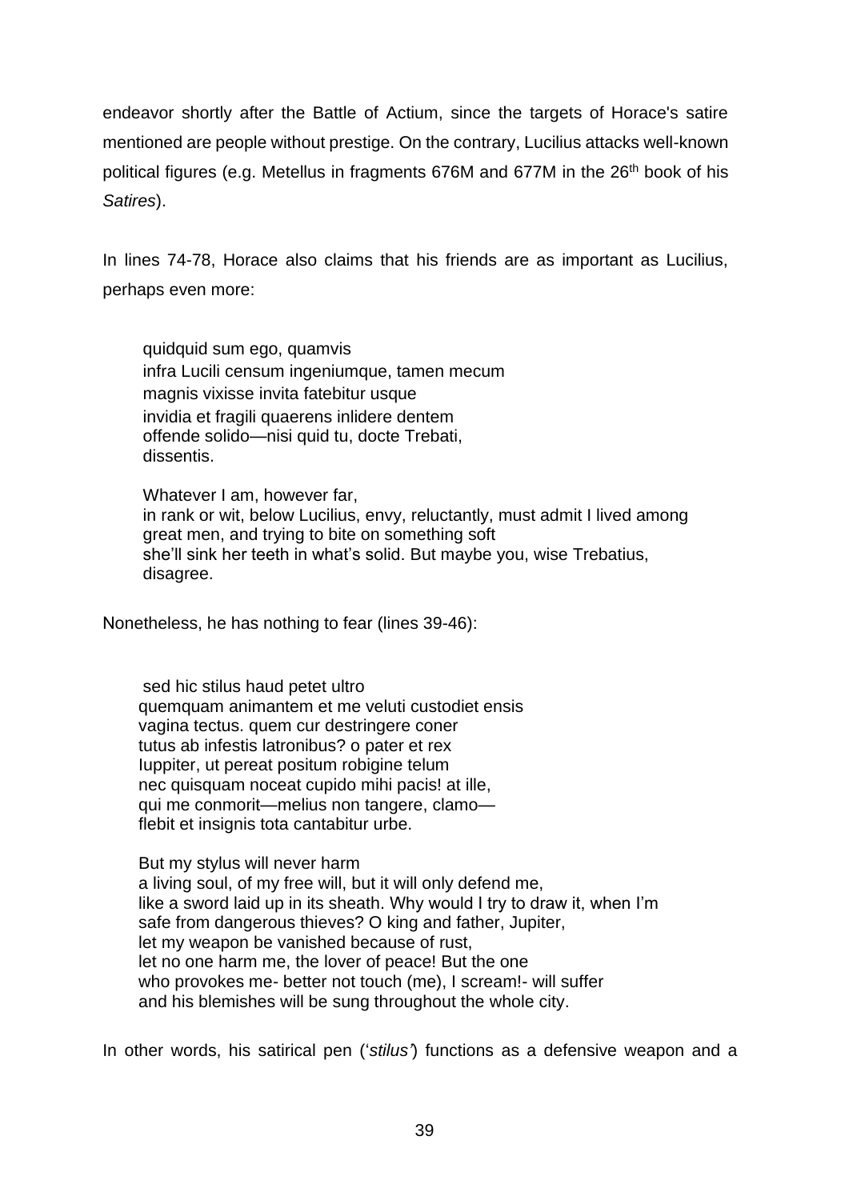endeavor shortly after the Battle of Actium, since the targets of Horace's satire mentioned are people without prestige. On the contrary, Lucilius attacks well-known political figures (e.g. Metellus in fragments 676M and 677M in the 26th book of his *Satires*).

In lines 74-78, Horace also claims that his friends are as important as Lucilius, perhaps even more:

> quidquid sum ego, quamvis
> infra Lucili censum ingeniumque, tamen mecum
> magnis vixisse invita fatebitur usque
> invidia et fragili quaerens inlidere dentem
> offende solido—nisi quid tu, docte Trebati,
> dissentis.
>
> Whatever I am, however far,
> in rank or wit, below Lucilius, envy, reluctantly, must admit I lived among
> great men, and trying to bite on something soft
> she'll sink her teeth in what's solid. But maybe you, wise Trebatius,
> disagree.

Nonetheless, he has nothing to fear (lines 39-46):

> sed hic stilus haud petet ultro
> quemquam animantem et me veluti custodiet ensis
> vagina tectus. quem cur destringere coner
> tutus ab infestis latronibus? o pater et rex
> Iuppiter, ut pereat positum robigine telum
> nec quisquam noceat cupido mihi pacis! at ille,
> qui me conmorit—melius non tangere, clamo—
> flebit et insignis tota cantabitur urbe.
>
> But my stylus will never harm
> a living soul, of my free will, but it will only defend me,
> like a sword laid up in its sheath. Why would I try to draw it, when I'm
> safe from dangerous thieves? O king and father, Jupiter,
> let my weapon be vanished because of rust,
> let no one harm me, the lover of peace! But the one
> who provokes me- better not touch (me), I scream!- will suffer
> and his blemishes will be sung throughout the whole city.

In other words, his satirical pen ('*stilus'*) functions as a defensive weapon and a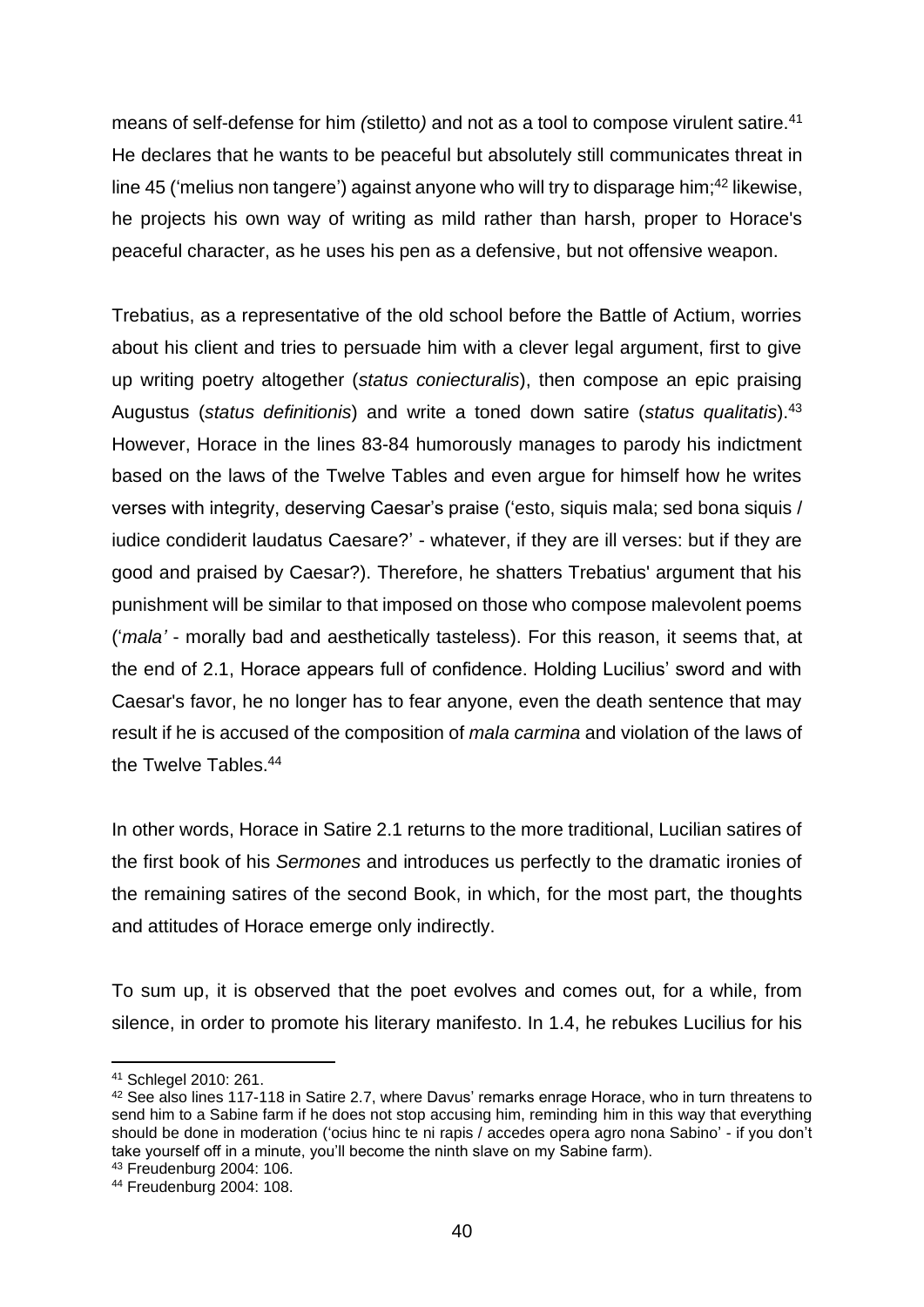means of self-defense for him *(*stiletto*)* and not as a tool to compose virulent satire.[41] He declares that he wants to be peaceful but absolutely still communicates threat in line 45 ('melius non tangere') against anyone who will try to disparage him;[42] likewise, he projects his own way of writing as mild rather than harsh, proper to Horace's peaceful character, as he uses his pen as a defensive, but not offensive weapon.

Trebatius, as a representative of the old school before the Battle of Actium, worries about his client and tries to persuade him with a clever legal argument, first to give up writing poetry altogether (*status coniecturalis*), then compose an epic praising Augustus (*status definitionis*) and write a toned down satire (*status qualitatis*).[43] However, Horace in the lines 83-84 humorously manages to parody his indictment based on the laws of the Twelve Tables and even argue for himself how he writes verses with integrity, deserving Caesar's praise ('esto, siquis mala; sed bona siquis / iudice condiderit laudatus Caesare?' - whatever, if they are ill verses: but if they are good and praised by Caesar?). Therefore, he shatters Trebatius' argument that his punishment will be similar to that imposed on those who compose malevolent poems ('*mala'* - morally bad and aesthetically tasteless). For this reason, it seems that, at the end of 2.1, Horace appears full of confidence. Holding Lucilius' sword and with Caesar's favor, he no longer has to fear anyone, even the death sentence that may result if he is accused of the composition of *mala carmina* and violation of the laws of the Twelve Tables.[44]

In other words, Horace in Satire 2.1 returns to the more traditional, Lucilian satires of the first book of his *Sermones* and introduces us perfectly to the dramatic ironies of the remaining satires of the second Book, in which, for the most part, the thoughts and attitudes of Horace emerge only indirectly.

To sum up, it is observed that the poet evolves and comes out, for a while, from silence, in order to promote his literary manifesto. In 1.4, he rebukes Lucilius for his

---

[41] Schlegel 2010: 261.

[42] See also lines 117-118 in Satire 2.7, where Davus' remarks enrage Horace, who in turn threatens to send him to a Sabine farm if he does not stop accusing him, reminding him in this way that everything should be done in moderation ('ocius hinc te ni rapis / accedes opera agro nona Sabino' - if you don't take yourself off in a minute, you'll become the ninth slave on my Sabine farm).

[43] Freudenburg 2004: 106.

[44] Freudenburg 2004: 108.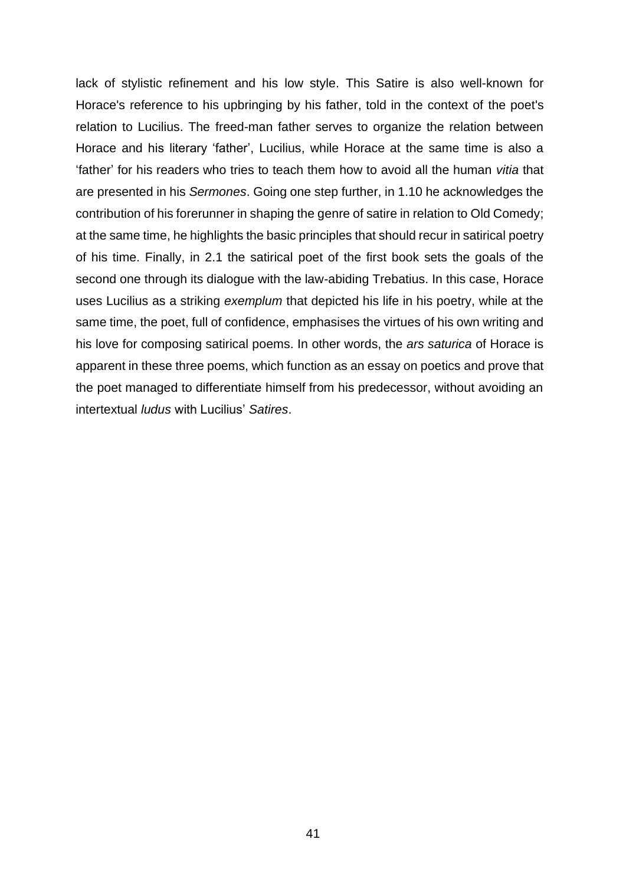lack of stylistic refinement and his low style. This Satire is also well-known for Horace's reference to his upbringing by his father, told in the context of the poet's relation to Lucilius. The freed-man father serves to organize the relation between Horace and his literary 'father', Lucilius, while Horace at the same time is also a 'father' for his readers who tries to teach them how to avoid all the human *vitia* that are presented in his *Sermones*. Going one step further, in 1.10 he acknowledges the contribution of his forerunner in shaping the genre of satire in relation to Old Comedy; at the same time, he highlights the basic principles that should recur in satirical poetry of his time. Finally, in 2.1 the satirical poet of the first book sets the goals of the second one through its dialogue with the law-abiding Trebatius. In this case, Horace uses Lucilius as a striking *exemplum* that depicted his life in his poetry, while at the same time, the poet, full of confidence, emphasises the virtues of his own writing and his love for composing satirical poems. In other words, the *ars saturica* of Horace is apparent in these three poems, which function as an essay on poetics and prove that the poet managed to differentiate himself from his predecessor, without avoiding an intertextual *ludus* with Lucilius' *Satires*.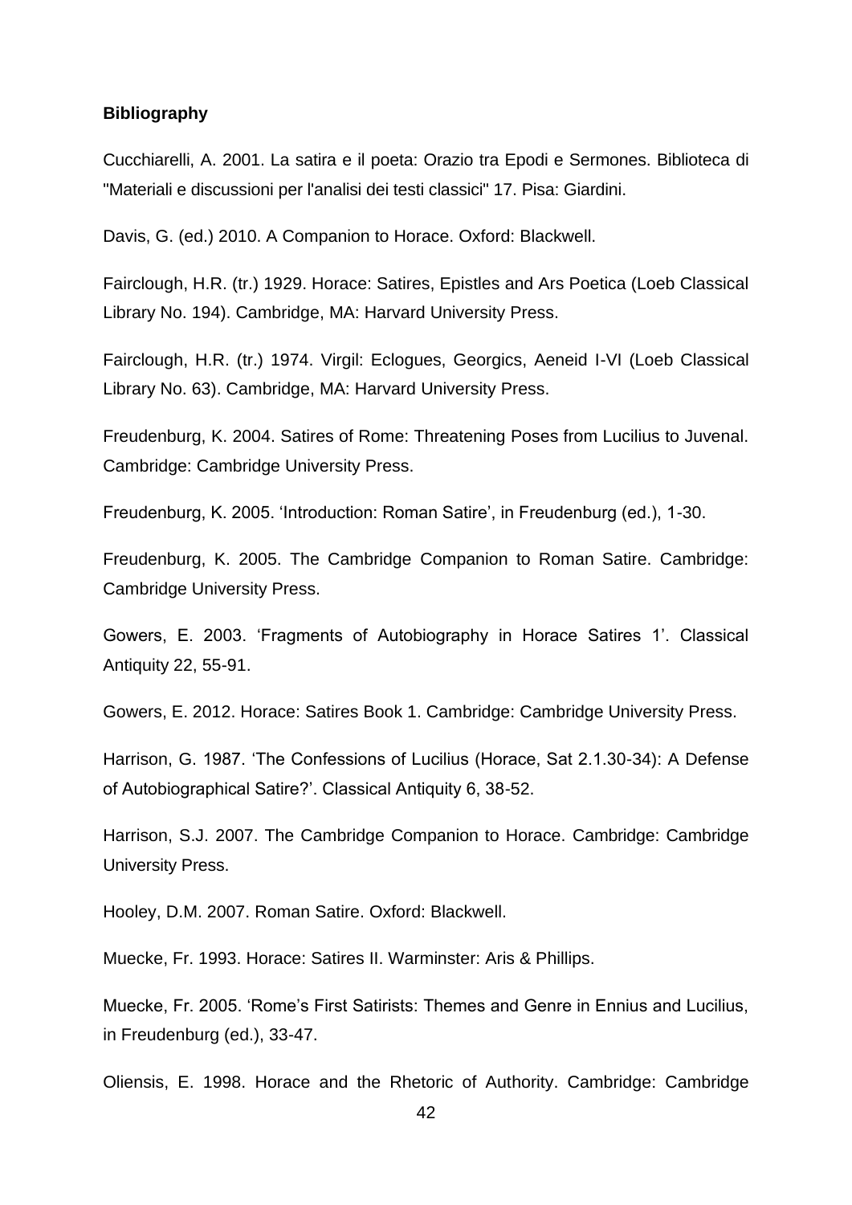**Bibliography**

Cucchiarelli, A. 2001. La satira e il poeta: Orazio tra Epodi e Sermones. Biblioteca di "Materiali e discussioni per l'analisi dei testi classici" 17. Pisa: Giardini.

Davis, G. (ed.) 2010. A Companion to Horace. Oxford: Blackwell.

Fairclough, H.R. (tr.) 1929. Horace: Satires, Epistles and Ars Poetica (Loeb Classical Library No. 194). Cambridge, MA: Harvard University Press.

Fairclough, H.R. (tr.) 1974. Virgil: Eclogues, Georgics, Aeneid I-VI (Loeb Classical Library No. 63). Cambridge, MA: Harvard University Press.

Freudenburg, K. 2004. Satires of Rome: Threatening Poses from Lucilius to Juvenal. Cambridge: Cambridge University Press.

Freudenburg, K. 2005. 'Introduction: Roman Satire', in Freudenburg (ed.), 1-30.

Freudenburg, K. 2005. The Cambridge Companion to Roman Satire. Cambridge: Cambridge University Press.

Gowers, E. 2003. 'Fragments of Autobiography in Horace Satires 1'. Classical Antiquity 22, 55-91.

Gowers, E. 2012. Horace: Satires Book 1. Cambridge: Cambridge University Press.

Harrison, G. 1987. 'The Confessions of Lucilius (Horace, Sat 2.1.30-34): A Defense of Autobiographical Satire?'. Classical Antiquity 6, 38-52.

Harrison, S.J. 2007. The Cambridge Companion to Horace. Cambridge: Cambridge University Press.

Hooley, D.M. 2007. Roman Satire. Oxford: Blackwell.

Muecke, Fr. 1993. Horace: Satires II. Warminster: Aris & Phillips.

Muecke, Fr. 2005. 'Rome's First Satirists: Themes and Genre in Ennius and Lucilius, in Freudenburg (ed.), 33-47.

Oliensis, E. 1998. Horace and the Rhetoric of Authority. Cambridge: Cambridge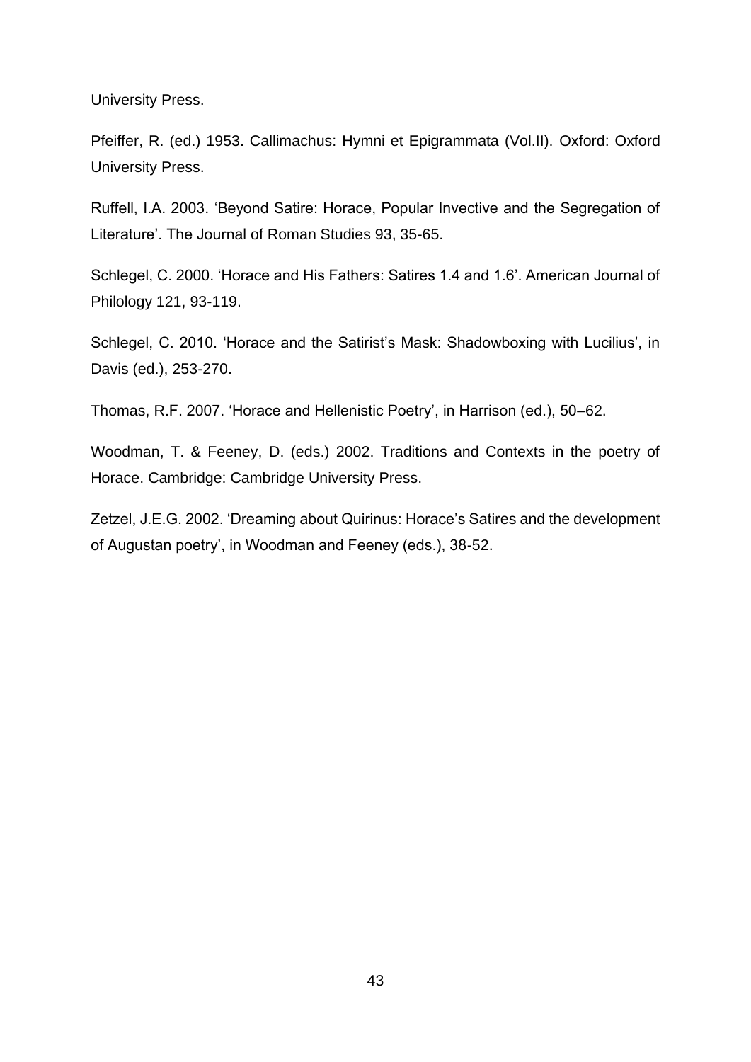University Press.

Pfeiffer, R. (ed.) 1953. Callimachus: Hymni et Epigrammata (Vol.II). Oxford: Oxford University Press.

Ruffell, I.A. 2003. 'Beyond Satire: Horace, Popular Invective and the Segregation of Literature'. The Journal of Roman Studies 93, 35-65.

Schlegel, C. 2000. 'Horace and His Fathers: Satires 1.4 and 1.6'. American Journal of Philology 121, 93-119.

Schlegel, C. 2010. 'Horace and the Satirist's Mask: Shadowboxing with Lucilius', in Davis (ed.), 253-270.

Thomas, R.F. 2007. 'Horace and Hellenistic Poetry', in Harrison (ed.), 50–62.

Woodman, T. & Feeney, D. (eds.) 2002. Traditions and Contexts in the poetry of Horace. Cambridge: Cambridge University Press.

Zetzel, J.E.G. 2002. 'Dreaming about Quirinus: Horace's Satires and the development of Augustan poetry', in Woodman and Feeney (eds.), 38-52.